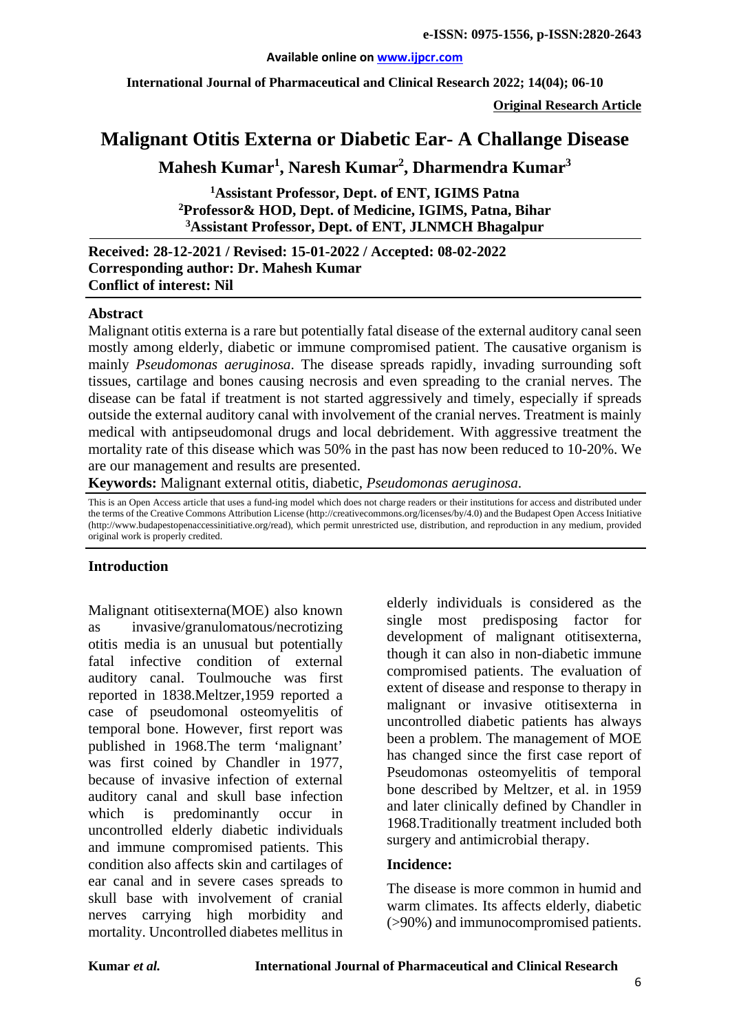# Malignant Otitis Externa or Diabetic Ear- A Challange Disease

**Mahesh Kumar[1], Naresh Kumar[2], Dharmendra Kumar[3]**

[1]Assistant Professor, Dept. of ENT, IGIMS Patna
[2]Professor& HOD, Dept. of Medicine, IGIMS, Patna, Bihar
[3]Assistant Professor, Dept. of ENT, JLNMCH Bhagalpur

**Received: 28-12-2021 / Revised: 15-01-2022 / Accepted: 08-02-2022**
**Corresponding author: Dr. Mahesh Kumar**
**Conflict of interest: Nil**

## Abstract

Malignant otitis externa is a rare but potentially fatal disease of the external auditory canal seen mostly among elderly, diabetic or immune compromised patient. The causative organism is mainly *Pseudomonas aeruginosa*. The disease spreads rapidly, invading surrounding soft tissues, cartilage and bones causing necrosis and even spreading to the cranial nerves. The disease can be fatal if treatment is not started aggressively and timely, especially if spreads outside the external auditory canal with involvement of the cranial nerves. Treatment is mainly medical with antipseudomonal drugs and local debridement. With aggressive treatment the mortality rate of this disease which was 50% in the past has now been reduced to 10-20%. We are our management and results are presented.

**Keywords:** Malignant external otitis, diabetic, *Pseudomonas aeruginosa*.

This is an Open Access article that uses a fund-ing model which does not charge readers or their institutions for access and distributed under the terms of the Creative Commons Attribution License (http://creativecommons.org/licenses/by/4.0) and the Budapest Open Access Initiative (http://www.budapestopenaccessinitiative.org/read), which permit unrestricted use, distribution, and reproduction in any medium, provided original work is properly credited.

## Introduction

Malignant otitisexterna(MOE) also known as invasive/granulomatous/necrotizing otitis media is an unusual but potentially fatal infective condition of external auditory canal. Toulmouche was first reported in 1838.Meltzer,1959 reported a case of pseudomonal osteomyelitis of temporal bone. However, first report was published in 1968.The term 'malignant' was first coined by Chandler in 1977, because of invasive infection of external auditory canal and skull base infection which is predominantly occur in uncontrolled elderly diabetic individuals and immune compromised patients. This condition also affects skin and cartilages of ear canal and in severe cases spreads to skull base with involvement of cranial nerves carrying high morbidity and mortality. Uncontrolled diabetes mellitus in elderly individuals is considered as the single most predisposing factor for development of malignant otitisexterna, though it can also in non-diabetic immune compromised patients. The evaluation of extent of disease and response to therapy in malignant or invasive otitisexterna in uncontrolled diabetic patients has always been a problem. The management of MOE has changed since the first case report of Pseudomonas osteomyelitis of temporal bone described by Meltzer, et al. in 1959 and later clinically defined by Chandler in 1968.Traditionally treatment included both surgery and antimicrobial therapy.

### Incidence:

The disease is more common in humid and warm climates. Its affects elderly, diabetic (>90%) and immunocompromised patients.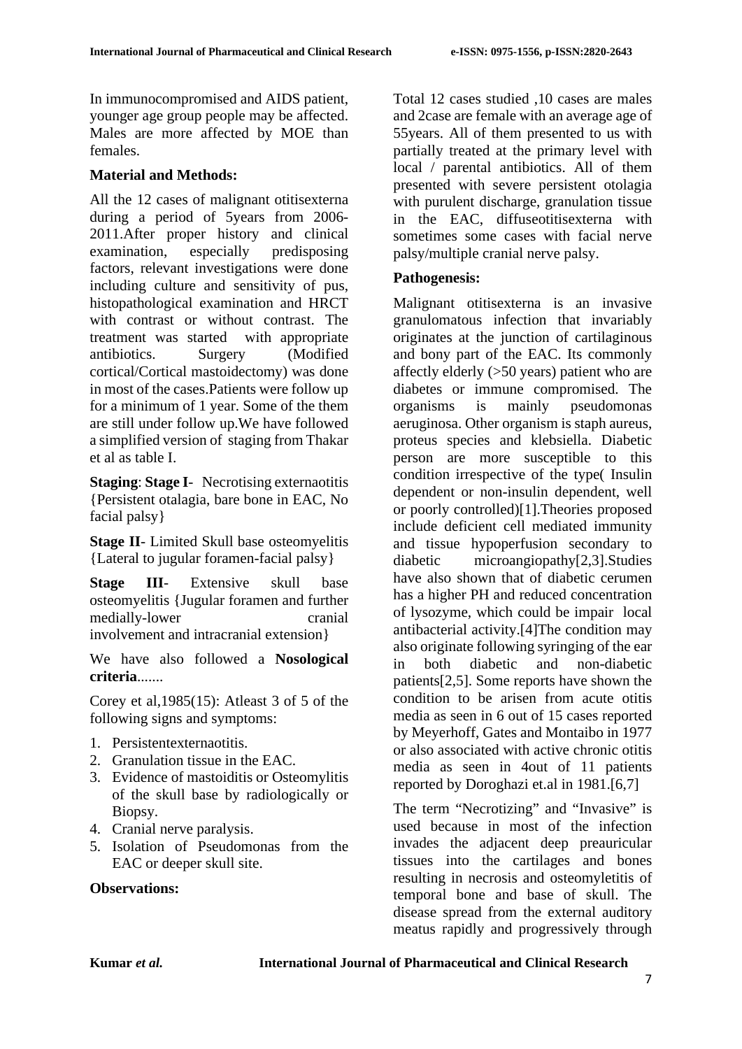In immunocompromised and AIDS patient, younger age group people may be affected. Males are more affected by MOE than females.

**Material and Methods:**

All the 12 cases of malignant otitisexterna during a period of 5years from 2006-2011.After proper history and clinical examination, especially predisposing factors, relevant investigations were done including culture and sensitivity of pus, histopathological examination and HRCT with contrast or without contrast. The treatment was started with appropriate antibiotics. Surgery (Modified cortical/Cortical mastoidectomy) was done in most of the cases.Patients were follow up for a minimum of 1 year. Some of the them are still under follow up.We have followed a simplified version of staging from Thakar et al as table I.

**Staging**: **Stage I**- Necrotising externaotitis {Persistent otalagia, bare bone in EAC, No facial palsy}

**Stage II**- Limited Skull base osteomyelitis {Lateral to jugular foramen-facial palsy}

**Stage III**- Extensive skull base osteomyelitis {Jugular foramen and further medially-lower cranial involvement and intracranial extension}

We have also followed a **Nosological criteria**.......

Corey et al,1985(15): Atleast 3 of 5 of the following signs and symptoms:

1. Persistentexternaotitis.
2. Granulation tissue in the EAC.
3. Evidence of mastoiditis or Osteomylitis of the skull base by radiologically or Biopsy.
4. Cranial nerve paralysis.
5. Isolation of Pseudomonas from the EAC or deeper skull site.

**Observations:**

Total 12 cases studied ,10 cases are males and 2case are female with an average age of 55years. All of them presented to us with partially treated at the primary level with local / parental antibiotics. All of them presented with severe persistent otolagia with purulent discharge, granulation tissue in the EAC, diffuseotitisexterna with sometimes some cases with facial nerve palsy/multiple cranial nerve palsy.

**Pathogenesis:**

Malignant otitisexterna is an invasive granulomatous infection that invariably originates at the junction of cartilaginous and bony part of the EAC. Its commonly affectly elderly (>50 years) patient who are diabetes or immune compromised. The organisms is mainly pseudomonas aeruginosa. Other organism is staph aureus, proteus species and klebsiella. Diabetic person are more susceptible to this condition irrespective of the type( Insulin dependent or non-insulin dependent, well or poorly controlled)[1].Theories proposed include deficient cell mediated immunity and tissue hypoperfusion secondary to diabetic microangiopathy[2,3].Studies have also shown that of diabetic cerumen has a higher PH and reduced concentration of lysozyme, which could be impair local antibacterial activity.[4]The condition may also originate following syringing of the ear in both diabetic and non-diabetic patients[2,5]. Some reports have shown the condition to be arisen from acute otitis media as seen in 6 out of 15 cases reported by Meyerhoff, Gates and Montaibo in 1977 or also associated with active chronic otitis media as seen in 4out of 11 patients reported by Doroghazi et.al in 1981.[6,7]

The term "Necrotizing" and "Invasive" is used because in most of the infection invades the adjacent deep preauricular tissues into the cartilages and bones resulting in necrosis and osteomyletitis of temporal bone and base of skull. The disease spread from the external auditory meatus rapidly and progressively through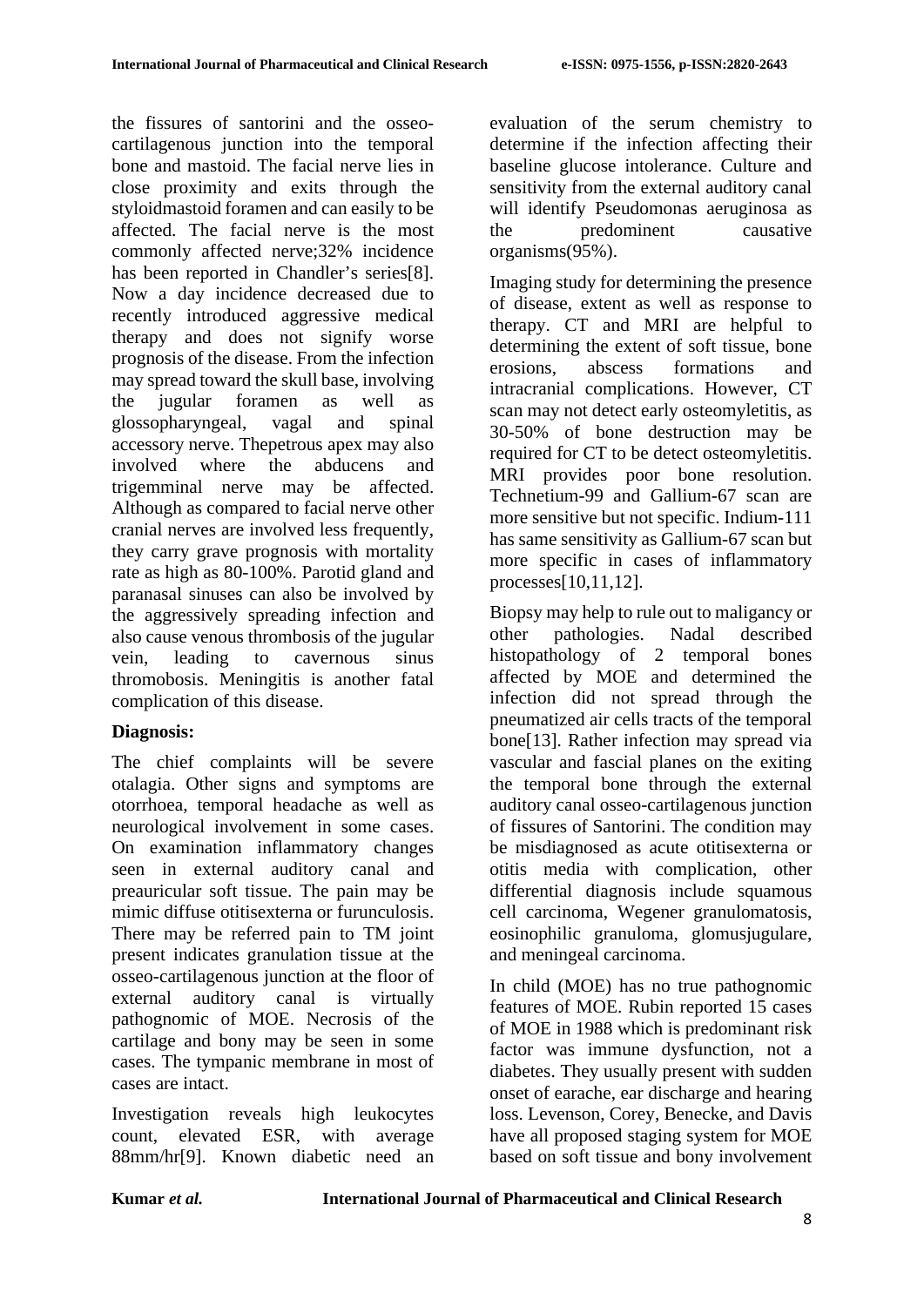the fissures of santorini and the osseo-cartilagenous junction into the temporal bone and mastoid. The facial nerve lies in close proximity and exits through the styloidmastoid foramen and can easily to be affected. The facial nerve is the most commonly affected nerve;32% incidence has been reported in Chandler's series[8]. Now a day incidence decreased due to recently introduced aggressive medical therapy and does not signify worse prognosis of the disease. From the infection may spread toward the skull base, involving the jugular foramen as well as glossopharyngeal, vagal and spinal accessory nerve. Thepetrous apex may also involved where the abducens and trigemminal nerve may be affected. Although as compared to facial nerve other cranial nerves are involved less frequently, they carry grave prognosis with mortality rate as high as 80-100%. Parotid gland and paranasal sinuses can also be involved by the aggressively spreading infection and also cause venous thrombosis of the jugular vein, leading to cavernous sinus thromobosis. Meningitis is another fatal complication of this disease.

**Diagnosis:**

The chief complaints will be severe otalagia. Other signs and symptoms are otorrhoea, temporal headache as well as neurological involvement in some cases. On examination inflammatory changes seen in external auditory canal and preauricular soft tissue. The pain may be mimic diffuse otitisexterna or furunculosis. There may be referred pain to TM joint present indicates granulation tissue at the osseo-cartilagenous junction at the floor of external auditory canal is virtually pathognomic of MOE. Necrosis of the cartilage and bony may be seen in some cases. The tympanic membrane in most of cases are intact.

Investigation reveals high leukocytes count, elevated ESR, with average 88mm/hr[9]. Known diabetic need an evaluation of the serum chemistry to determine if the infection affecting their baseline glucose intolerance. Culture and sensitivity from the external auditory canal will identify Pseudomonas aeruginosa as the predominent causative organisms(95%).

Imaging study for determining the presence of disease, extent as well as response to therapy. CT and MRI are helpful to determining the extent of soft tissue, bone erosions, abscess formations and intracranial complications. However, CT scan may not detect early osteomyletitis, as 30-50% of bone destruction may be required for CT to be detect osteomyletitis. MRI provides poor bone resolution. Technetium-99 and Gallium-67 scan are more sensitive but not specific. Indium-111 has same sensitivity as Gallium-67 scan but more specific in cases of inflammatory processes[10,11,12].

Biopsy may help to rule out to maligancy or other pathologies. Nadal described histopathology of 2 temporal bones affected by MOE and determined the infection did not spread through the pneumatized air cells tracts of the temporal bone[13]. Rather infection may spread via vascular and fascial planes on the exiting the temporal bone through the external auditory canal osseo-cartilagenous junction of fissures of Santorini. The condition may be misdiagnosed as acute otitisexterna or otitis media with complication, other differential diagnosis include squamous cell carcinoma, Wegener granulomatosis, eosinophilic granuloma, glomusjugulare, and meningeal carcinoma.

In child (MOE) has no true pathognomic features of MOE. Rubin reported 15 cases of MOE in 1988 which is predominant risk factor was immune dysfunction, not a diabetes. They usually present with sudden onset of earache, ear discharge and hearing loss. Levenson, Corey, Benecke, and Davis have all proposed staging system for MOE based on soft tissue and bony involvement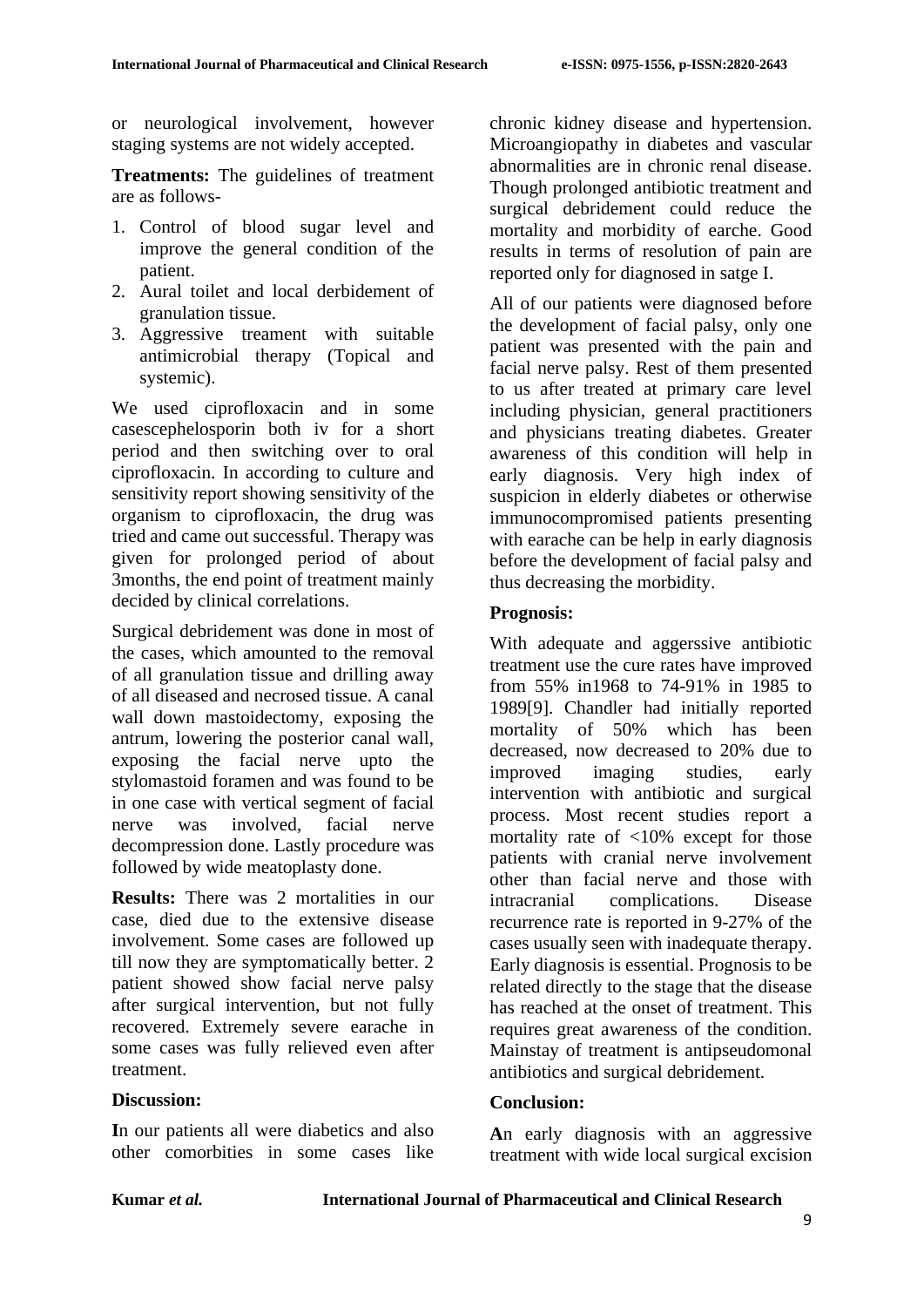or neurological involvement, however staging systems are not widely accepted.

**Treatments:** The guidelines of treatment are as follows-

1. Control of blood sugar level and improve the general condition of the patient.
2. Aural toilet and local derbidement of granulation tissue.
3. Aggressive treament with suitable antimicrobial therapy (Topical and systemic).

We used ciprofloxacin and in some casescephelosporin both iv for a short period and then switching over to oral ciprofloxacin. In according to culture and sensitivity report showing sensitivity of the organism to ciprofloxacin, the drug was tried and came out successful. Therapy was given for prolonged period of about 3months, the end point of treatment mainly decided by clinical correlations.

Surgical debridement was done in most of the cases, which amounted to the removal of all granulation tissue and drilling away of all diseased and necrosed tissue. A canal wall down mastoidectomy, exposing the antrum, lowering the posterior canal wall, exposing the facial nerve upto the stylomastoid foramen and was found to be in one case with vertical segment of facial nerve was involved, facial nerve decompression done. Lastly procedure was followed by wide meatoplasty done.

**Results:** There was 2 mortalities in our case, died due to the extensive disease involvement. Some cases are followed up till now they are symptomatically better. 2 patient showed show facial nerve palsy after surgical intervention, but not fully recovered. Extremely severe earache in some cases was fully relieved even after treatment.

**Discussion:**

**I**n our patients all were diabetics and also other comorbities in some cases like chronic kidney disease and hypertension. Microangiopathy in diabetes and vascular abnormalities are in chronic renal disease. Though prolonged antibiotic treatment and surgical debridement could reduce the mortality and morbidity of earche. Good results in terms of resolution of pain are reported only for diagnosed in satge I.

All of our patients were diagnosed before the development of facial palsy, only one patient was presented with the pain and facial nerve palsy. Rest of them presented to us after treated at primary care level including physician, general practitioners and physicians treating diabetes. Greater awareness of this condition will help in early diagnosis. Very high index of suspicion in elderly diabetes or otherwise immunocompromised patients presenting with earache can be help in early diagnosis before the development of facial palsy and thus decreasing the morbidity.

**Prognosis:**

With adequate and aggerssive antibiotic treatment use the cure rates have improved from 55% in1968 to 74-91% in 1985 to 1989[9]. Chandler had initially reported mortality of 50% which has been decreased, now decreased to 20% due to improved imaging studies, early intervention with antibiotic and surgical process. Most recent studies report a mortality rate of <10% except for those patients with cranial nerve involvement other than facial nerve and those with intracranial complications. Disease recurrence rate is reported in 9-27% of the cases usually seen with inadequate therapy. Early diagnosis is essential. Prognosis to be related directly to the stage that the disease has reached at the onset of treatment. This requires great awareness of the condition. Mainstay of treatment is antipseudomonal antibiotics and surgical debridement.

**Conclusion:**

**A**n early diagnosis with an aggressive treatment with wide local surgical excision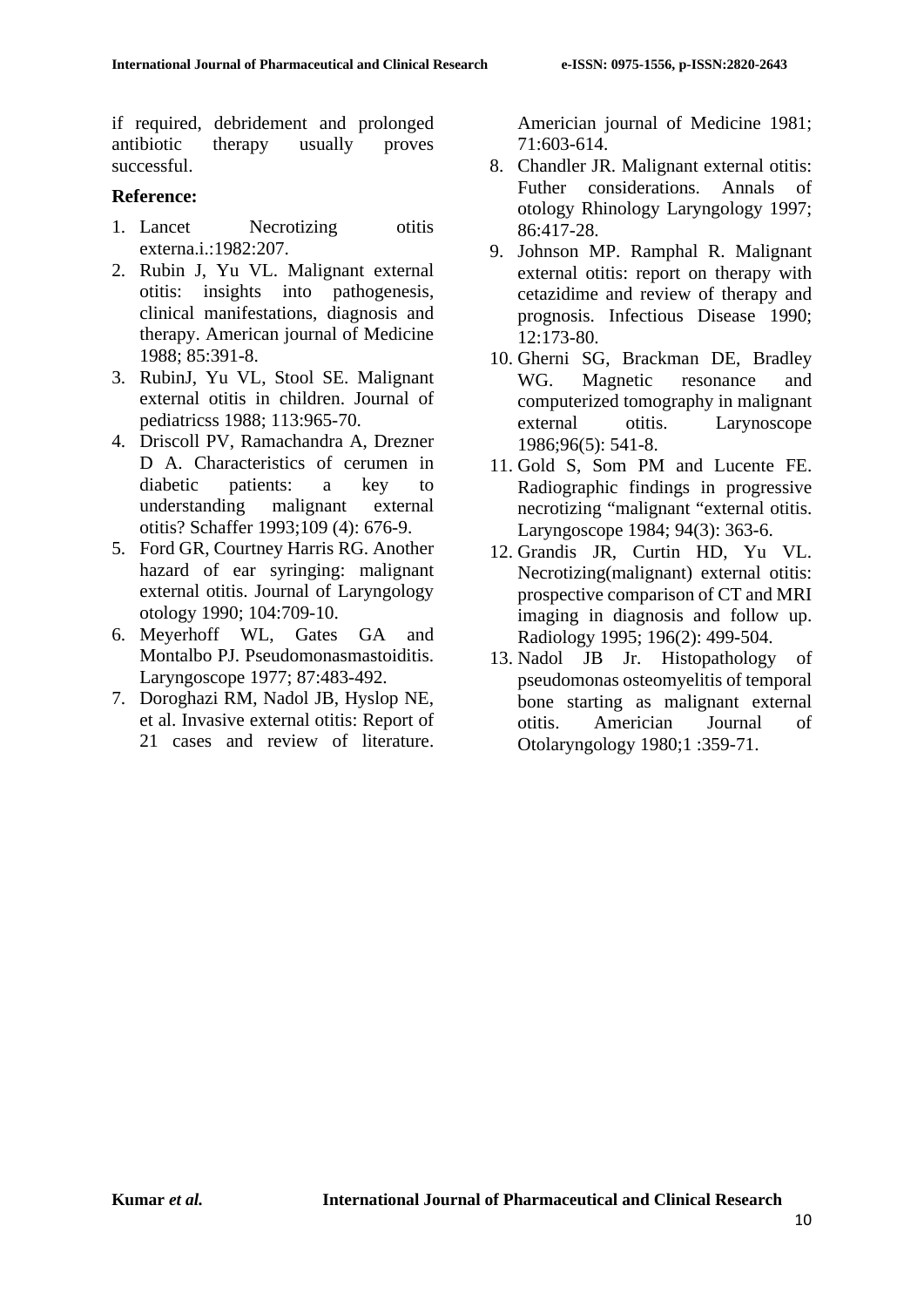if required, debridement and prolonged antibiotic therapy usually proves successful.

**Reference:**

1. Lancet Necrotizing otitis externa.i.:1982:207.
2. Rubin J, Yu VL. Malignant external otitis: insights into pathogenesis, clinical manifestations, diagnosis and therapy. American journal of Medicine 1988; 85:391-8.
3. RubinJ, Yu VL, Stool SE. Malignant external otitis in children. Journal of pediatricss 1988; 113:965-70.
4. Driscoll PV, Ramachandra A, Drezner D A. Characteristics of cerumen in diabetic patients: a key to understanding malignant external otitis? Schaffer 1993;109 (4): 676-9.
5. Ford GR, Courtney Harris RG. Another hazard of ear syringing: malignant external otitis. Journal of Laryngology otology 1990; 104:709-10.
6. Meyerhoff WL, Gates GA and Montalbo PJ. Pseudomonasmastoiditis. Laryngoscope 1977; 87:483-492.
7. Doroghazi RM, Nadol JB, Hyslop NE, et al. Invasive external otitis: Report of 21 cases and review of literature. Americian journal of Medicine 1981; 71:603-614.
8. Chandler JR. Malignant external otitis: Futher considerations. Annals of otology Rhinology Laryngology 1997; 86:417-28.
9. Johnson MP. Ramphal R. Malignant external otitis: report on therapy with cetazidime and review of therapy and prognosis. Infectious Disease 1990; 12:173-80.
10. Gherni SG, Brackman DE, Bradley WG. Magnetic resonance and computerized tomography in malignant external otitis. Larynoscope 1986;96(5): 541-8.
11. Gold S, Som PM and Lucente FE. Radiographic findings in progressive necrotizing "malignant "external otitis. Laryngoscope 1984; 94(3): 363-6.
12. Grandis JR, Curtin HD, Yu VL. Necrotizing(malignant) external otitis: prospective comparison of CT and MRI imaging in diagnosis and follow up. Radiology 1995; 196(2): 499-504.
13. Nadol JB Jr. Histopathology of pseudomonas osteomyelitis of temporal bone starting as malignant external otitis. Americian Journal of Otolaryngology 1980;1 :359-71.